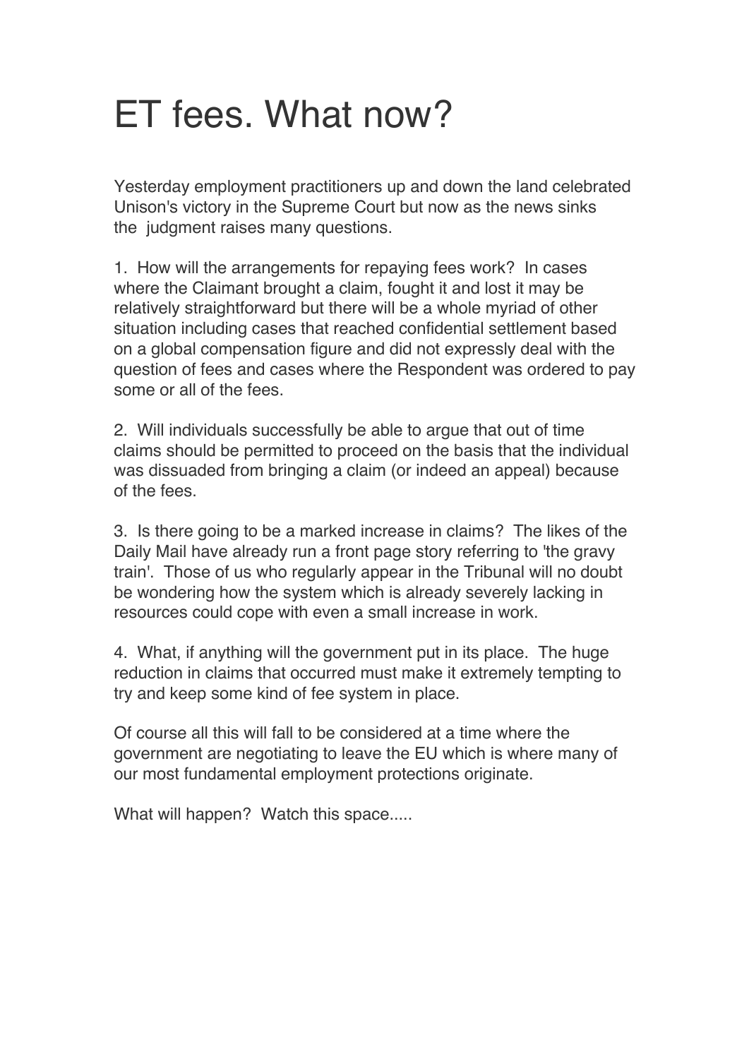# ET fees. What now?

Yesterday employment practitioners up and down the land celebrated Unison's victory in the Supreme Court but now as the news sinks the judgment raises many questions.

1. How will the arrangements for repaying fees work? In cases where the Claimant brought a claim, fought it and lost it may be relatively straightforward but there will be a whole myriad of other situation including cases that reached confidential settlement based on a global compensation figure and did not expressly deal with the question of fees and cases where the Respondent was ordered to pay some or all of the fees.

2. Will individuals successfully be able to argue that out of time claims should be permitted to proceed on the basis that the individual was dissuaded from bringing a claim (or indeed an appeal) because of the fees.

3. Is there going to be a marked increase in claims? The likes of the Daily Mail have already run a front page story referring to 'the gravy train'. Those of us who regularly appear in the Tribunal will no doubt be wondering how the system which is already severely lacking in resources could cope with even a small increase in work.

4. What, if anything will the government put in its place. The huge reduction in claims that occurred must make it extremely tempting to try and keep some kind of fee system in place.

Of course all this will fall to be considered at a time where the government are negotiating to leave the EU which is where many of our most fundamental employment protections originate.

What will happen? Watch this space.....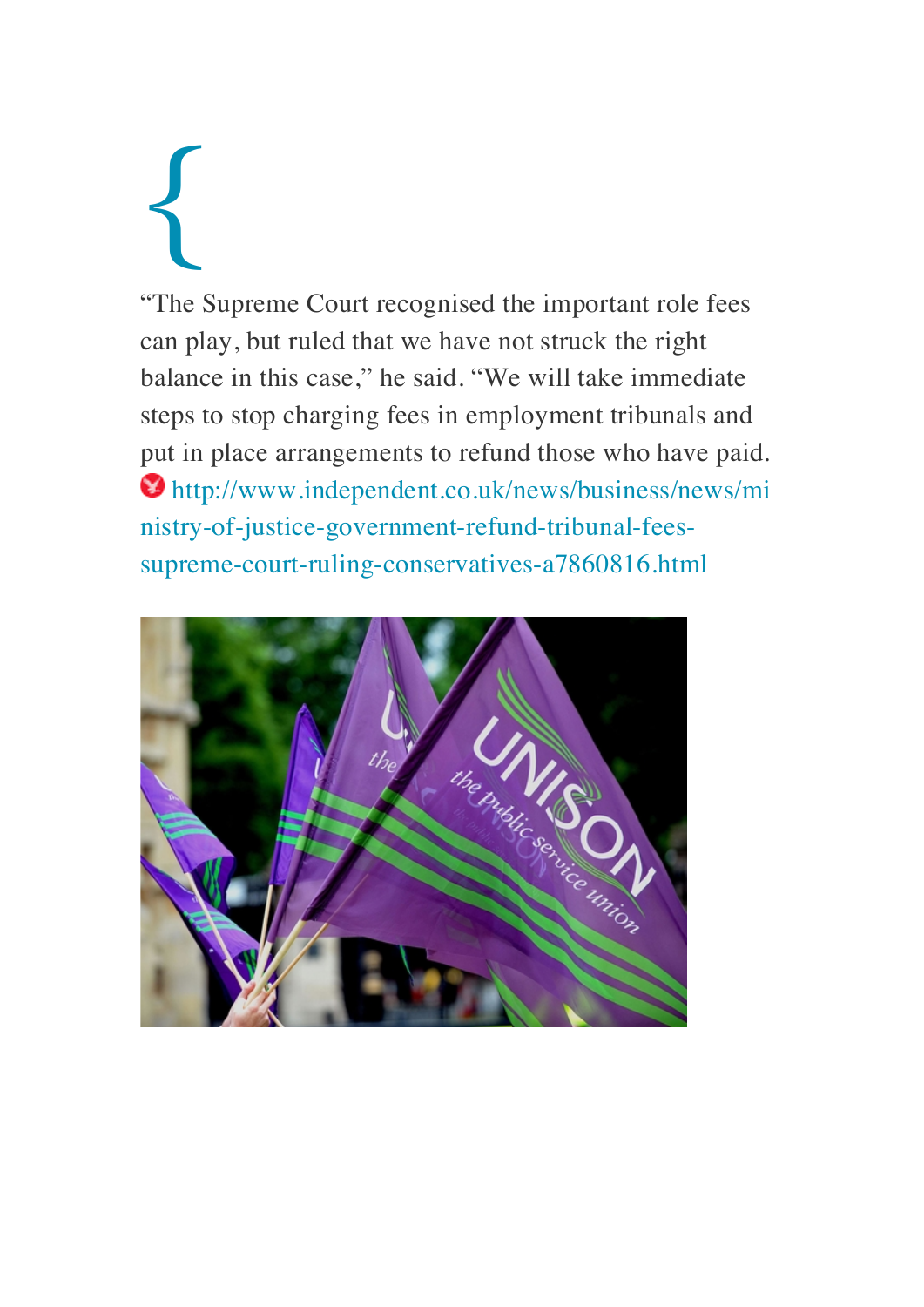{

"The Supreme Court recognised the important role fees can play, but ruled that we have not struck the right balance in this case," he said. "We will take immediate steps to stop charging fees in employment tribunals and put in place arrangements to refund those who have paid.

http://www.independent.co.uk/news/business/news/ministry-of-justice-government-refund-tribunal-fees-supreme-court-ruling-conservatives-a7860816.html